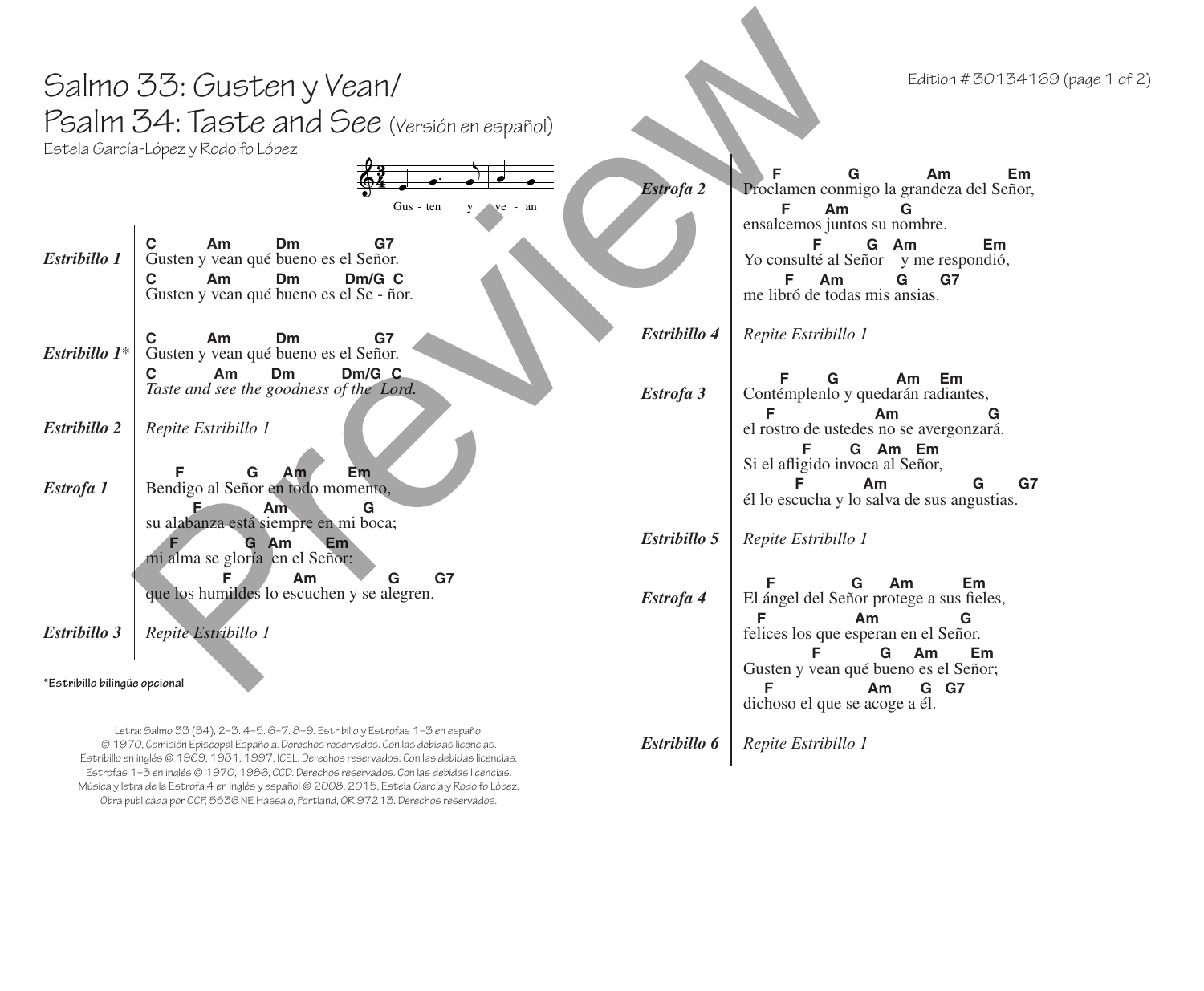# Salmo 33: Gusten y Vean/ Psalm 34: Taste and See (Versión en español)

Estela García-López y Rodolfo López

Edition # 30134169

Gus - ten y ve - an

**_Estribillo 1_**

```
C          Am         Dm              G7
Gusten y vean qué bueno es el Señor.
C          Am         Dm          Dm/G  C
Gusten y vean qué bueno es el Se - ñor.
```

**_Estribillo 1*_**

```
C          Am         Dm              G7
Gusten y vean qué bueno es el Señor.
C            Am        Dm         Dm/G  C
Taste and see the goodness of the  Lord.
```

**_Estribillo 2_**

*Repite Estribillo 1*

**_Estrofa 1_**

```
    F           G     Am         Em
Bendigo al Señor en todo momento,
       F            Am              G
su alabanza está siempre en mi boca;
    F            G  Am       Em
mi alma se gloría  en el Señor:
            F           Am             G       G7
que los humildes lo escuchen y se alegren.
```

**_Estribillo 3_**

*Repite Estribillo 1*

**\*Estribillo bilingüe opcional**

**_Estrofa 2_**

```
    F          G             Am           Em
Proclamen conmigo la grandeza del Señor,
     F       Am          G
ensalcemos juntos su nombre.
           F         G   Am              Em
Yo consulté al Señor    y me respondió,
      F      Am            G       G7
me libró de todas mis ansias.
```

**_Estribillo 4_**

*Repite Estribillo 1*

**_Estrofa 3_**

```
     F        G            Am    Em
Contémplenlo y quedarán radiantes,
    F                      Am              G
el rostro de ustedes no se avergonzará.
        F        G   Am   Em
Si el afligido invoca al Señor,
       F              Am                   G       G7
él lo escucha y lo salva de sus angustias.
```

**_Estribillo 5_**

*Repite Estribillo 1*

**_Estrofa 4_**

```
    F              G     Am          Em
El ángel del Señor protege a sus fieles,
   F                  Am             G
felices los que esperan en el Señor.
           F           G     Am       Em
Gusten y vean qué bueno es el Señor;
    F                  Am      G   G7
dichoso el que se acoge a él.
```

**_Estribillo 6_**

*Repite Estribillo 1*

Letra: Salmo 33 (34), 2–3. 4–5. 6–7. 8–9. Estribillo y Estrofas 1–3 en español © 1970, Comisión Episcopal Española. Derechos reservados. Con las debidas licencias. Estribillo en inglés © 1969, 1981, 1997, ICEL. Derechos reservados. Con las debidas licencias. Estrofas 1–3 en inglés © 1970, 1986, CCD. Derechos reservados. Con las debidas licencias. Música y letra de la Estrofa 4 en inglés y español © 2008, 2015, Estela García y Rodolfo López. Obra publicada por OCP, 5536 NE Hassalo, Portland, OR 97213. Derechos reservados.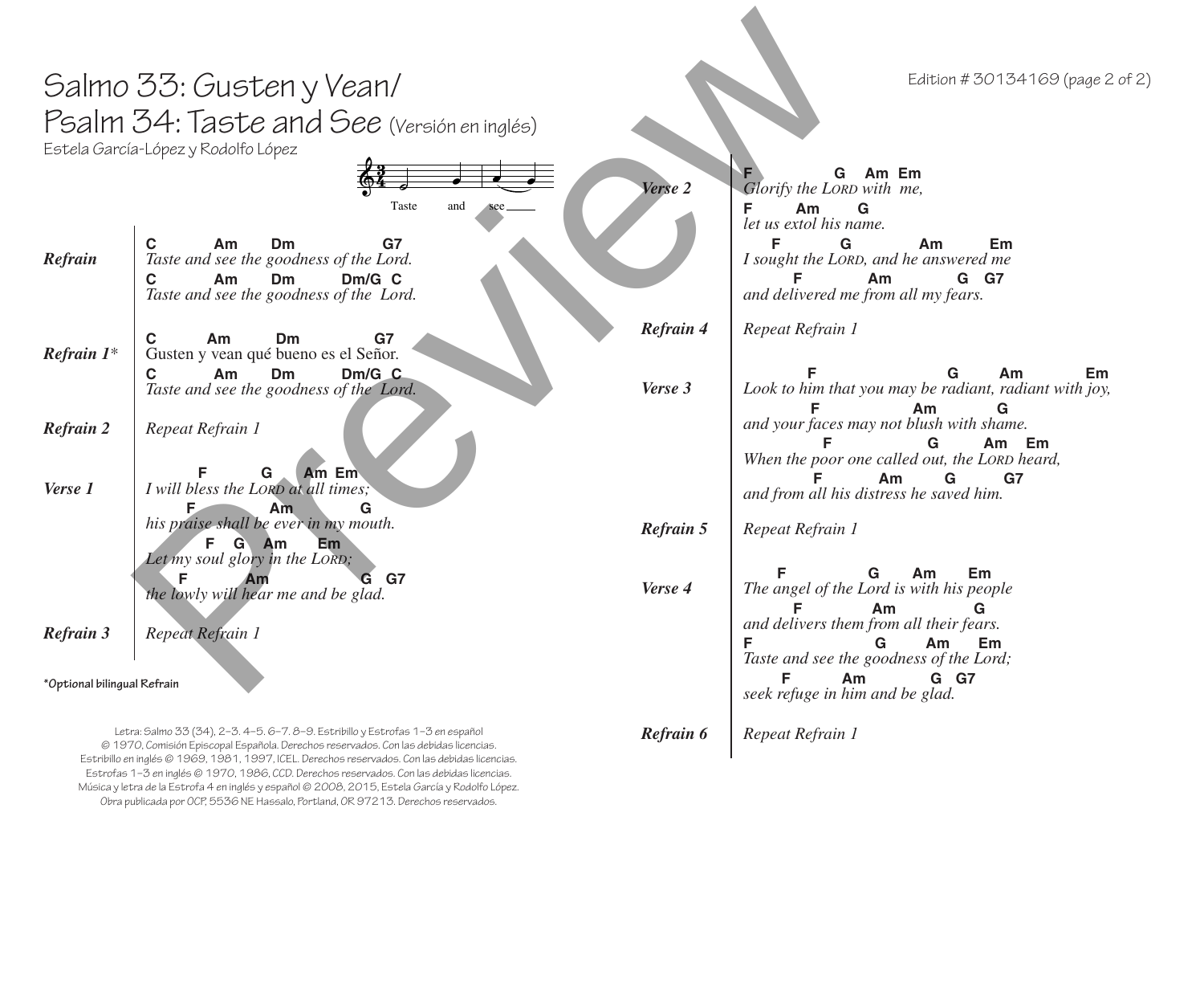# Salmo 33: Gusten y Vean/ Psalm 34: Taste and See (Versión en inglés)

Estela García-López y Rodolfo López

Edition # 30134169 (page 2 of 2)

Taste and see

**Refrain**

C Am Dm G7
*Taste and see the goodness of the Lord.*
C Am Dm Dm/G C
*Taste and see the goodness of the Lord.*

**Refrain 1***

C Am Dm G7
Gusten y vean qué bueno es el Señor.
C Am Dm Dm/G C
*Taste and see the goodness of the Lord.*

**Refrain 2**

*Repeat Refrain 1*

**Verse 1**

F G Am Em
*I will bless the LORD at all times;*
F Am G
*his praise shall be ever in my mouth.*
F G Am Em
*Let my soul glory in the LORD;*
F Am G G7
*the lowly will hear me and be glad.*

**Refrain 3**

*Repeat Refrain 1*

***Optional bilingual Refrain**

Letra: Salmo 33 (34), 2–3. 4–5. 6–7. 8–9. Estribillo y Estrofas 1–3 en español © 1970, Comisión Episcopal Española. Derechos reservados. Con las debidas licencias. Estribillo en inglés © 1969, 1981, 1997, ICEL. Derechos reservados. Con las debidas licencias. Estrofas 1–3 en inglés © 1970, 1986, CCD. Derechos reservados. Con las debidas licencias. Música y letra de la Estrofa 4 en inglés y español © 2008, 2015, Estela García y Rodolfo López. Obra publicada por OCP, 5536 NE Hassalo, Portland, OR 97213. Derechos reservados.

**Verse 2**

F G Am Em
*Glorify the LORD with me,*
F Am G
*let us extol his name.*
F G Am Em
*I sought the LORD, and he answered me*
F Am G G7
*and delivered me from all my fears.*

**Refrain 4**

*Repeat Refrain 1*

**Verse 3**

F G Am Em
*Look to him that you may be radiant, radiant with joy,*
F Am G
*and your faces may not blush with shame.*
F G Am Em
*When the poor one called out, the LORD heard,*
F Am G G7
*and from all his distress he saved him.*

**Refrain 5**

*Repeat Refrain 1*

**Verse 4**

F G Am Em
*The angel of the Lord is with his people*
F Am G
*and delivers them from all their fears.*
F G Am Em
*Taste and see the goodness of the Lord;*
F Am G G7
*seek refuge in him and be glad.*

**Refrain 6**

*Repeat Refrain 1*